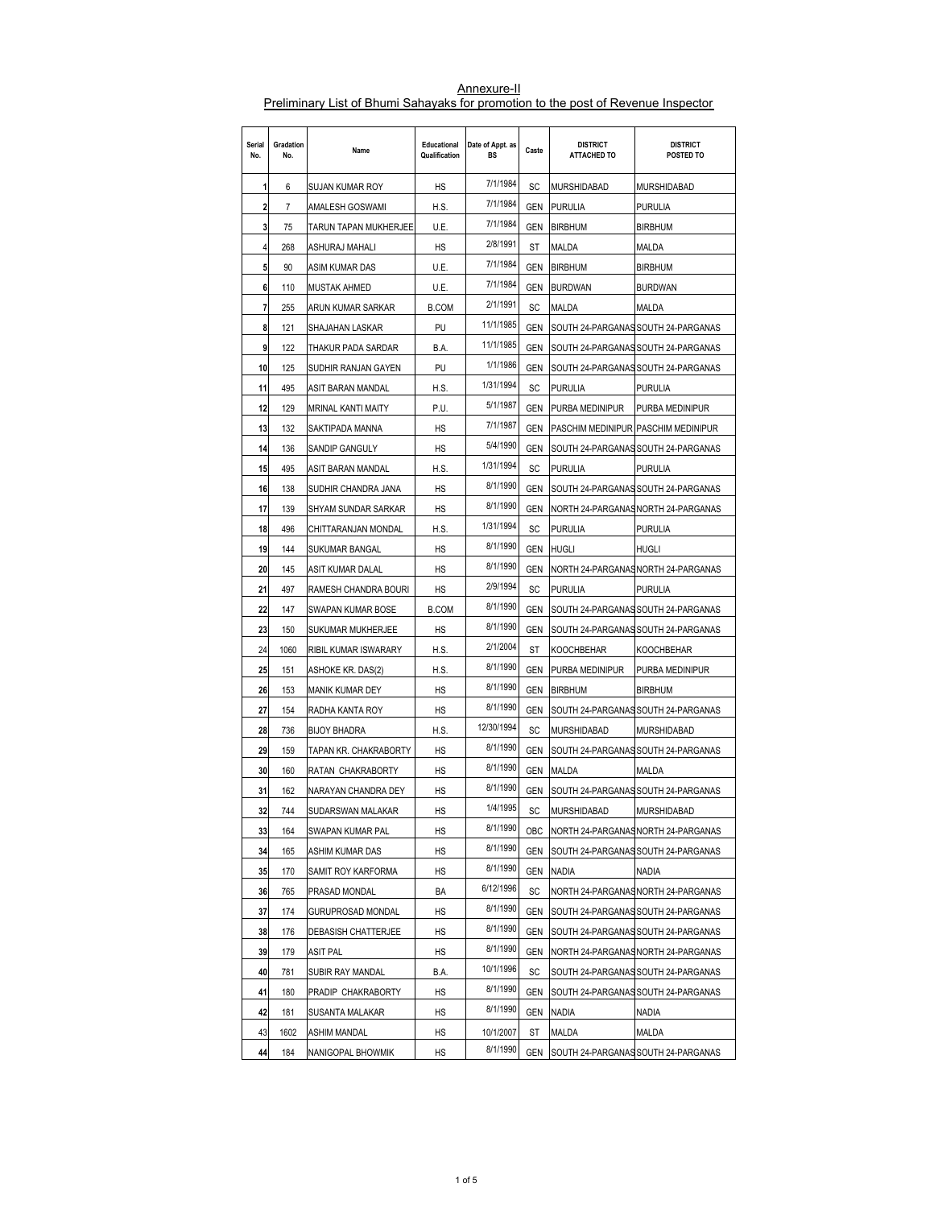Annexure-II

Preliminary List of Bhumi Sahayaks for promotion to the post of Revenue Inspector

| Serial No. | Gradation No. | Name | Educational Qualification | Date of Appt. as BS | Caste | DISTRICT ATTACHED TO | DISTRICT POSTED TO |
|---|---|---|---|---|---|---|---|
| 1 | 6 | SUJAN KUMAR ROY | HS | 7/1/1984 | SC | MURSHIDABAD | MURSHIDABAD |
| 2 | 7 | AMALESH GOSWAMI | H.S. | 7/1/1984 | GEN | PURULIA | PURULIA |
| 3 | 75 | TARUN TAPAN MUKHERJEE | U.E. | 7/1/1984 | GEN | BIRBHUM | BIRBHUM |
| 4 | 268 | ASHURAJ MAHALI | HS | 2/8/1991 | ST | MALDA | MALDA |
| 5 | 90 | ASIM KUMAR DAS | U.E. | 7/1/1984 | GEN | BIRBHUM | BIRBHUM |
| 6 | 110 | MUSTAK AHMED | U.E. | 7/1/1984 | GEN | BURDWAN | BURDWAN |
| 7 | 255 | ARUN KUMAR SARKAR | B.COM | 2/1/1991 | SC | MALDA | MALDA |
| 8 | 121 | SHAJAHAN LASKAR | PU | 11/1/1985 | GEN | SOUTH 24-PARGANAS | SOUTH 24-PARGANAS |
| 9 | 122 | THAKUR PADA SARDAR | B.A. | 11/1/1985 | GEN | SOUTH 24-PARGANAS | SOUTH 24-PARGANAS |
| 10 | 125 | SUDHIR RANJAN GAYEN | PU | 1/1/1986 | GEN | SOUTH 24-PARGANAS | SOUTH 24-PARGANAS |
| 11 | 495 | ASIT BARAN MANDAL | H.S. | 1/31/1994 | SC | PURULIA | PURULIA |
| 12 | 129 | MRINAL KANTI MAITY | P.U. | 5/1/1987 | GEN | PURBA MEDINIPUR | PURBA MEDINIPUR |
| 13 | 132 | SAKTIPADA MANNA | HS | 7/1/1987 | GEN | PASCHIM MEDINIPUR | PASCHIM MEDINIPUR |
| 14 | 136 | SANDIP GANGULY | HS | 5/4/1990 | GEN | SOUTH 24-PARGANAS | SOUTH 24-PARGANAS |
| 15 | 495 | ASIT BARAN MANDAL | H.S. | 1/31/1994 | SC | PURULIA | PURULIA |
| 16 | 138 | SUDHIR CHANDRA JANA | HS | 8/1/1990 | GEN | SOUTH 24-PARGANAS | SOUTH 24-PARGANAS |
| 17 | 139 | SHYAM SUNDAR SARKAR | HS | 8/1/1990 | GEN | NORTH 24-PARGANAS | NORTH 24-PARGANAS |
| 18 | 496 | CHITTARANJAN MONDAL | H.S. | 1/31/1994 | SC | PURULIA | PURULIA |
| 19 | 144 | SUKUMAR BANGAL | HS | 8/1/1990 | GEN | HUGLI | HUGLI |
| 20 | 145 | ASIT KUMAR DALAL | HS | 8/1/1990 | GEN | NORTH 24-PARGANAS | NORTH 24-PARGANAS |
| 21 | 497 | RAMESH CHANDRA BOURI | HS | 2/9/1994 | SC | PURULIA | PURULIA |
| 22 | 147 | SWAPAN KUMAR BOSE | B.COM | 8/1/1990 | GEN | SOUTH 24-PARGANAS | SOUTH 24-PARGANAS |
| 23 | 150 | SUKUMAR MUKHERJEE | HS | 8/1/1990 | GEN | SOUTH 24-PARGANAS | SOUTH 24-PARGANAS |
| 24 | 1060 | RIBIL KUMAR ISWARARY | H.S. | 2/1/2004 | ST | KOOCHBEHAR | KOOCHBEHAR |
| 25 | 151 | ASHOKE KR. DAS(2) | H.S. | 8/1/1990 | GEN | PURBA MEDINIPUR | PURBA MEDINIPUR |
| 26 | 153 | MANIK KUMAR DEY | HS | 8/1/1990 | GEN | BIRBHUM | BIRBHUM |
| 27 | 154 | RADHA KANTA ROY | HS | 8/1/1990 | GEN | SOUTH 24-PARGANAS | SOUTH 24-PARGANAS |
| 28 | 736 | BIJOY BHADRA | H.S. | 12/30/1994 | SC | MURSHIDABAD | MURSHIDABAD |
| 29 | 159 | TAPAN KR. CHAKRABORTY | HS | 8/1/1990 | GEN | SOUTH 24-PARGANAS | SOUTH 24-PARGANAS |
| 30 | 160 | RATAN CHAKRABORTY | HS | 8/1/1990 | GEN | MALDA | MALDA |
| 31 | 162 | NARAYAN CHANDRA DEY | HS | 8/1/1990 | GEN | SOUTH 24-PARGANAS | SOUTH 24-PARGANAS |
| 32 | 744 | SUDARSWAN MALAKAR | HS | 1/4/1995 | SC | MURSHIDABAD | MURSHIDABAD |
| 33 | 164 | SWAPAN KUMAR PAL | HS | 8/1/1990 | OBC | NORTH 24-PARGANAS | NORTH 24-PARGANAS |
| 34 | 165 | ASHIM KUMAR DAS | HS | 8/1/1990 | GEN | SOUTH 24-PARGANAS | SOUTH 24-PARGANAS |
| 35 | 170 | SAMIT ROY KARFORMA | HS | 8/1/1990 | GEN | NADIA | NADIA |
| 36 | 765 | PRASAD MONDAL | BA | 6/12/1996 | SC | NORTH 24-PARGANAS | NORTH 24-PARGANAS |
| 37 | 174 | GURUPROSAD MONDAL | HS | 8/1/1990 | GEN | SOUTH 24-PARGANAS | SOUTH 24-PARGANAS |
| 38 | 176 | DEBASISH CHATTERJEE | HS | 8/1/1990 | GEN | SOUTH 24-PARGANAS | SOUTH 24-PARGANAS |
| 39 | 179 | ASIT PAL | HS | 8/1/1990 | GEN | NORTH 24-PARGANAS | NORTH 24-PARGANAS |
| 40 | 781 | SUBIR RAY MANDAL | B.A. | 10/1/1996 | SC | SOUTH 24-PARGANAS | SOUTH 24-PARGANAS |
| 41 | 180 | PRADIP CHAKRABORTY | HS | 8/1/1990 | GEN | SOUTH 24-PARGANAS | SOUTH 24-PARGANAS |
| 42 | 181 | SUSANTA MALAKAR | HS | 8/1/1990 | GEN | NADIA | NADIA |
| 43 | 1602 | ASHIM MANDAL | HS | 10/1/2007 | ST | MALDA | MALDA |
| 44 | 184 | NANIGOPAL BHOWMIK | HS | 8/1/1990 | GEN | SOUTH 24-PARGANAS | SOUTH 24-PARGANAS |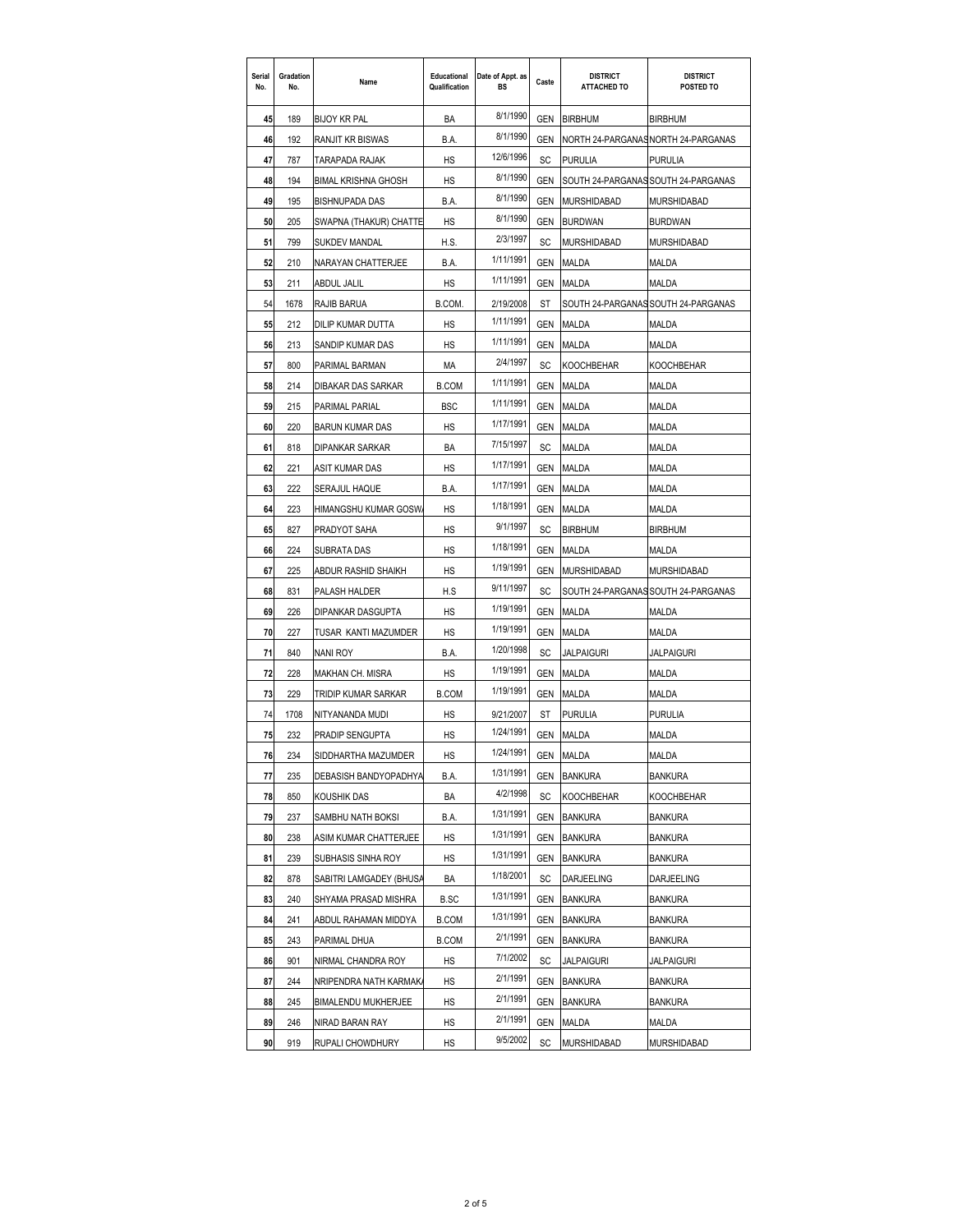| Serial No. | Gradation No. | Name | Educational Qualification | Date of Appt. as BS | Caste | DISTRICT ATTACHED TO | DISTRICT POSTED TO |
|---|---|---|---|---|---|---|---|
| 45 | 189 | BIJOY KR PAL | BA | 8/1/1990 | GEN | BIRBHUM | BIRBHUM |
| 46 | 192 | RANJIT KR BISWAS | B.A. | 8/1/1990 | GEN | NORTH 24-PARGANAS | NORTH 24-PARGANAS |
| 47 | 787 | TARAPADA RAJAK | HS | 12/6/1996 | SC | PURULIA | PURULIA |
| 48 | 194 | BIMAL KRISHNA GHOSH | HS | 8/1/1990 | GEN | SOUTH 24-PARGANAS | SOUTH 24-PARGANAS |
| 49 | 195 | BISHNUPADA DAS | B.A. | 8/1/1990 | GEN | MURSHIDABAD | MURSHIDABAD |
| 50 | 205 | SWAPNA (THAKUR) CHATTE | HS | 8/1/1990 | GEN | BURDWAN | BURDWAN |
| 51 | 799 | SUKDEV MANDAL | H.S. | 2/3/1997 | SC | MURSHIDABAD | MURSHIDABAD |
| 52 | 210 | NARAYAN CHATTERJEE | B.A. | 1/11/1991 | GEN | MALDA | MALDA |
| 53 | 211 | ABDUL JALIL | HS | 1/11/1991 | GEN | MALDA | MALDA |
| 54 | 1678 | RAJIB BARUA | B.COM. | 2/19/2008 | ST | SOUTH 24-PARGANAS | SOUTH 24-PARGANAS |
| 55 | 212 | DILIP KUMAR DUTTA | HS | 1/11/1991 | GEN | MALDA | MALDA |
| 56 | 213 | SANDIP KUMAR DAS | HS | 1/11/1991 | GEN | MALDA | MALDA |
| 57 | 800 | PARIMAL BARMAN | MA | 2/4/1997 | SC | KOOCHBEHAR | KOOCHBEHAR |
| 58 | 214 | DIBAKAR DAS SARKAR | B.COM | 1/11/1991 | GEN | MALDA | MALDA |
| 59 | 215 | PARIMAL PARIAL | BSC | 1/11/1991 | GEN | MALDA | MALDA |
| 60 | 220 | BARUN KUMAR DAS | HS | 1/17/1991 | GEN | MALDA | MALDA |
| 61 | 818 | DIPANKAR SARKAR | BA | 7/15/1997 | SC | MALDA | MALDA |
| 62 | 221 | ASIT KUMAR DAS | HS | 1/17/1991 | GEN | MALDA | MALDA |
| 63 | 222 | SERAJUL HAQUE | B.A. | 1/17/1991 | GEN | MALDA | MALDA |
| 64 | 223 | HIMANGSHU KUMAR GOSW | HS | 1/18/1991 | GEN | MALDA | MALDA |
| 65 | 827 | PRADYOT SAHA | HS | 9/1/1997 | SC | BIRBHUM | BIRBHUM |
| 66 | 224 | SUBRATA DAS | HS | 1/18/1991 | GEN | MALDA | MALDA |
| 67 | 225 | ABDUR RASHID SHAIKH | HS | 1/19/1991 | GEN | MURSHIDABAD | MURSHIDABAD |
| 68 | 831 | PALASH HALDER | H.S | 9/11/1997 | SC | SOUTH 24-PARGANAS | SOUTH 24-PARGANAS |
| 69 | 226 | DIPANKAR DASGUPTA | HS | 1/19/1991 | GEN | MALDA | MALDA |
| 70 | 227 | TUSAR KANTI MAZUMDER | HS | 1/19/1991 | GEN | MALDA | MALDA |
| 71 | 840 | NANI ROY | B.A. | 1/20/1998 | SC | JALPAIGURI | JALPAIGURI |
| 72 | 228 | MAKHAN CH. MISRA | HS | 1/19/1991 | GEN | MALDA | MALDA |
| 73 | 229 | TRIDIP KUMAR SARKAR | B.COM | 1/19/1991 | GEN | MALDA | MALDA |
| 74 | 1708 | NITYANANDA MUDI | HS | 9/21/2007 | ST | PURULIA | PURULIA |
| 75 | 232 | PRADIP SENGUPTA | HS | 1/24/1991 | GEN | MALDA | MALDA |
| 76 | 234 | SIDDHARTHA MAZUMDER | HS | 1/24/1991 | GEN | MALDA | MALDA |
| 77 | 235 | DEBASISH BANDYOPADHYA | B.A. | 1/31/1991 | GEN | BANKURA | BANKURA |
| 78 | 850 | KOUSHIK DAS | BA | 4/2/1998 | SC | KOOCHBEHAR | KOOCHBEHAR |
| 79 | 237 | SAMBHU NATH BOKSI | B.A. | 1/31/1991 | GEN | BANKURA | BANKURA |
| 80 | 238 | ASIM KUMAR CHATTERJEE | HS | 1/31/1991 | GEN | BANKURA | BANKURA |
| 81 | 239 | SUBHASIS SINHA ROY | HS | 1/31/1991 | GEN | BANKURA | BANKURA |
| 82 | 878 | SABITRI LAMGADEY (BHUSA | BA | 1/18/2001 | SC | DARJEELING | DARJEELING |
| 83 | 240 | SHYAMA PRASAD MISHRA | B.SC | 1/31/1991 | GEN | BANKURA | BANKURA |
| 84 | 241 | ABDUL RAHAMAN MIDDYA | B.COM | 1/31/1991 | GEN | BANKURA | BANKURA |
| 85 | 243 | PARIMAL DHUA | B.COM | 2/1/1991 | GEN | BANKURA | BANKURA |
| 86 | 901 | NIRMAL CHANDRA ROY | HS | 7/1/2002 | SC | JALPAIGURI | JALPAIGURI |
| 87 | 244 | NRIPENDRA NATH KARMAK | HS | 2/1/1991 | GEN | BANKURA | BANKURA |
| 88 | 245 | BIMALENDU MUKHERJEE | HS | 2/1/1991 | GEN | BANKURA | BANKURA |
| 89 | 246 | NIRAD BARAN RAY | HS | 2/1/1991 | GEN | MALDA | MALDA |
| 90 | 919 | RUPALI CHOWDHURY | HS | 9/5/2002 | SC | MURSHIDABAD | MURSHIDABAD |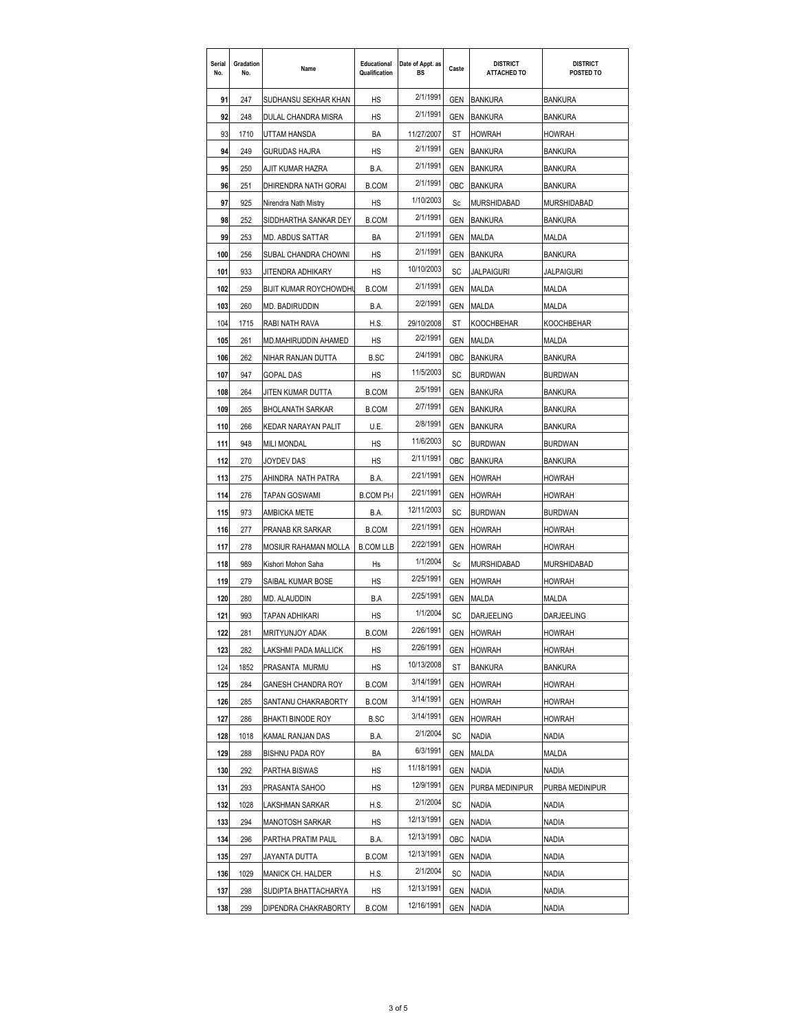| Serial No. | Gradation No. | Name | Educational Qualification | Date of Appt. as BS | Caste | DISTRICT ATTACHED TO | DISTRICT POSTED TO |
|---|---|---|---|---|---|---|---|
| 91 | 247 | SUDHANSU SEKHAR KHAN | HS | 2/1/1991 | GEN | BANKURA | BANKURA |
| 92 | 248 | DULAL CHANDRA MISRA | HS | 2/1/1991 | GEN | BANKURA | BANKURA |
| 93 | 1710 | UTTAM HANSDA | BA | 11/27/2007 | ST | HOWRAH | HOWRAH |
| 94 | 249 | GURUDAS HAJRA | HS | 2/1/1991 | GEN | BANKURA | BANKURA |
| 95 | 250 | AJIT KUMAR HAZRA | B.A. | 2/1/1991 | GEN | BANKURA | BANKURA |
| 96 | 251 | DHIRENDRA NATH GORAI | B.COM | 2/1/1991 | OBC | BANKURA | BANKURA |
| 97 | 925 | Nirendra Nath Mistry | HS | 1/10/2003 | Sc | MURSHIDABAD | MURSHIDABAD |
| 98 | 252 | SIDDHARTHA SANKAR DEY | B.COM | 2/1/1991 | GEN | BANKURA | BANKURA |
| 99 | 253 | MD. ABDUS SATTAR | BA | 2/1/1991 | GEN | MALDA | MALDA |
| 100 | 256 | SUBAL CHANDRA CHOWNI | HS | 2/1/1991 | GEN | BANKURA | BANKURA |
| 101 | 933 | JITENDRA ADHIKARY | HS | 10/10/2003 | SC | JALPAIGURI | JALPAIGURI |
| 102 | 259 | BIJIT KUMAR ROYCHOWDHU | B.COM | 2/1/1991 | GEN | MALDA | MALDA |
| 103 | 260 | MD. BADIRUDDIN | B.A. | 2/2/1991 | GEN | MALDA | MALDA |
| 104 | 1715 | RABI NATH RAVA | H.S. | 29/10/2008 | ST | KOOCHBEHAR | KOOCHBEHAR |
| 105 | 261 | MD.MAHIRUDDIN AHAMED | HS | 2/2/1991 | GEN | MALDA | MALDA |
| 106 | 262 | NIHAR RANJAN DUTTA | B.SC | 2/4/1991 | OBC | BANKURA | BANKURA |
| 107 | 947 | GOPAL DAS | HS | 11/5/2003 | SC | BURDWAN | BURDWAN |
| 108 | 264 | JITEN KUMAR DUTTA | B.COM | 2/5/1991 | GEN | BANKURA | BANKURA |
| 109 | 265 | BHOLANATH SARKAR | B.COM | 2/7/1991 | GEN | BANKURA | BANKURA |
| 110 | 266 | KEDAR NARAYAN PALIT | U.E. | 2/8/1991 | GEN | BANKURA | BANKURA |
| 111 | 948 | MILI MONDAL | HS | 11/6/2003 | SC | BURDWAN | BURDWAN |
| 112 | 270 | JOYDEV DAS | HS | 2/11/1991 | OBC | BANKURA | BANKURA |
| 113 | 275 | AHINDRA NATH PATRA | B.A. | 2/21/1991 | GEN | HOWRAH | HOWRAH |
| 114 | 276 | TAPAN GOSWAMI | B.COM Pt-I | 2/21/1991 | GEN | HOWRAH | HOWRAH |
| 115 | 973 | AMBICKA METE | B.A. | 12/11/2003 | SC | BURDWAN | BURDWAN |
| 116 | 277 | PRANAB KR SARKAR | B.COM | 2/21/1991 | GEN | HOWRAH | HOWRAH |
| 117 | 278 | MOSIUR RAHAMAN MOLLA | B.COM LLB | 2/22/1991 | GEN | HOWRAH | HOWRAH |
| 118 | 989 | Kishori Mohon Saha | Hs | 1/1/2004 | Sc | MURSHIDABAD | MURSHIDABAD |
| 119 | 279 | SAIBAL KUMAR BOSE | HS | 2/25/1991 | GEN | HOWRAH | HOWRAH |
| 120 | 280 | MD. ALAUDDIN | B.A | 2/25/1991 | GEN | MALDA | MALDA |
| 121 | 993 | TAPAN ADHIKARI | HS | 1/1/2004 | SC | DARJEELING | DARJEELING |
| 122 | 281 | MRITYUNJOY ADAK | B.COM | 2/26/1991 | GEN | HOWRAH | HOWRAH |
| 123 | 282 | LAKSHMI PADA MALLICK | HS | 2/26/1991 | GEN | HOWRAH | HOWRAH |
| 124 | 1852 | PRASANTA MURMU | HS | 10/13/2008 | ST | BANKURA | BANKURA |
| 125 | 284 | GANESH CHANDRA ROY | B.COM | 3/14/1991 | GEN | HOWRAH | HOWRAH |
| 126 | 285 | SANTANU CHAKRABORTY | B.COM | 3/14/1991 | GEN | HOWRAH | HOWRAH |
| 127 | 286 | BHAKTI BINODE ROY | B.SC | 3/14/1991 | GEN | HOWRAH | HOWRAH |
| 128 | 1018 | KAMAL RANJAN DAS | B.A. | 2/1/2004 | SC | NADIA | NADIA |
| 129 | 288 | BISHNU PADA ROY | BA | 6/3/1991 | GEN | MALDA | MALDA |
| 130 | 292 | PARTHA BISWAS | HS | 11/18/1991 | GEN | NADIA | NADIA |
| 131 | 293 | PRASANTA SAHOO | HS | 12/9/1991 | GEN | PURBA MEDINIPUR | PURBA MEDINIPUR |
| 132 | 1028 | LAKSHMAN SARKAR | H.S. | 2/1/2004 | SC | NADIA | NADIA |
| 133 | 294 | MANOTOSH SARKAR | HS | 12/13/1991 | GEN | NADIA | NADIA |
| 134 | 296 | PARTHA PRATIM PAUL | B.A. | 12/13/1991 | OBC | NADIA | NADIA |
| 135 | 297 | JAYANTA DUTTA | B.COM | 12/13/1991 | GEN | NADIA | NADIA |
| 136 | 1029 | MANICK CH. HALDER | H.S. | 2/1/2004 | SC | NADIA | NADIA |
| 137 | 298 | SUDIPTA BHATTACHARYA | HS | 12/13/1991 | GEN | NADIA | NADIA |
| 138 | 299 | DIPENDRA CHAKRABORTY | B.COM | 12/16/1991 | GEN | NADIA | NADIA |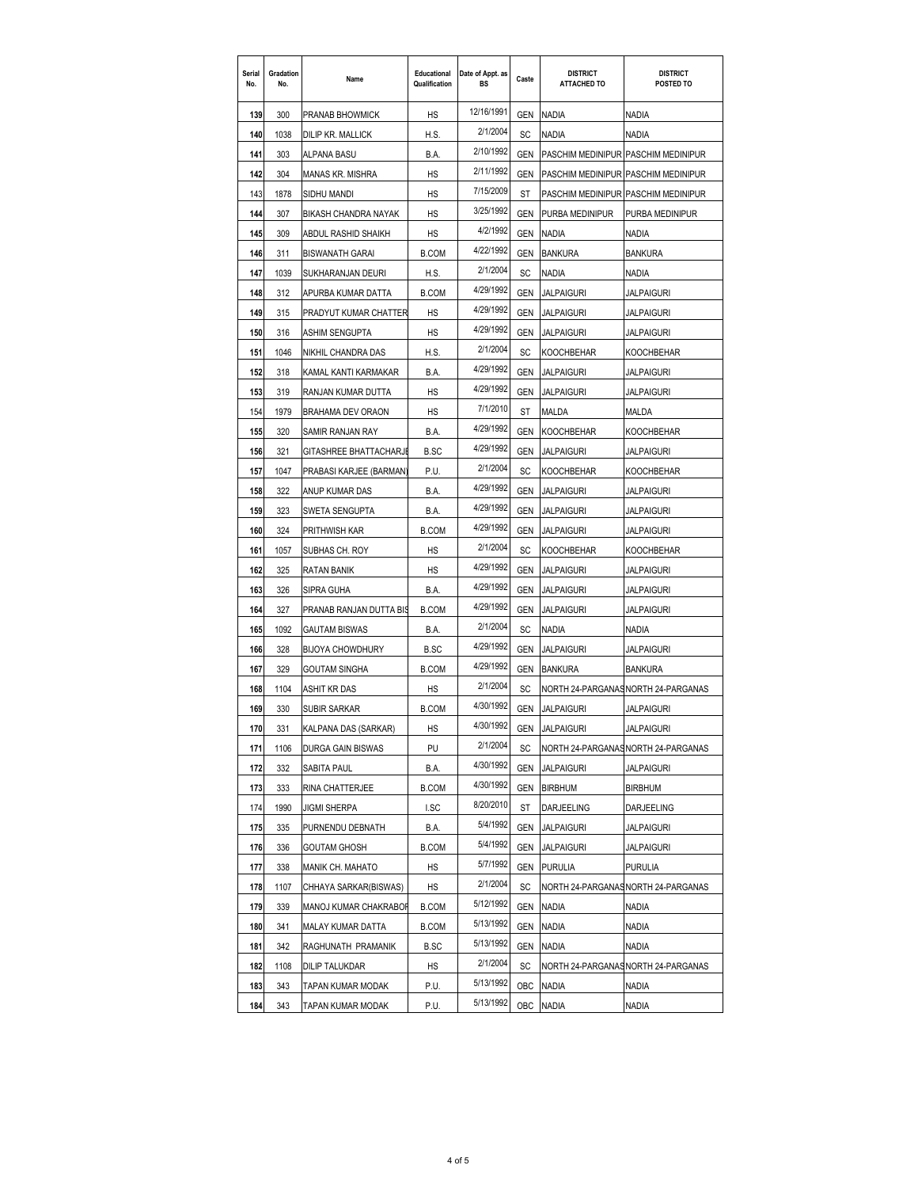| Serial No. | Gradation No. | Name | Educational Qualification | Date of Appt. as BS | Caste | DISTRICT ATTACHED TO | DISTRICT POSTED TO |
|---|---|---|---|---|---|---|---|
| 139 | 300 | PRANAB BHOWMICK | HS | 12/16/1991 | GEN | NADIA | NADIA |
| 140 | 1038 | DILIP KR. MALLICK | H.S. | 2/1/2004 | SC | NADIA | NADIA |
| 141 | 303 | ALPANA BASU | B.A. | 2/10/1992 | GEN | PASCHIM MEDINIPUR | PASCHIM MEDINIPUR |
| 142 | 304 | MANAS KR. MISHRA | HS | 2/11/1992 | GEN | PASCHIM MEDINIPUR | PASCHIM MEDINIPUR |
| 143 | 1878 | SIDHU MANDI | HS | 7/15/2009 | ST | PASCHIM MEDINIPUR | PASCHIM MEDINIPUR |
| 144 | 307 | BIKASH CHANDRA NAYAK | HS | 3/25/1992 | GEN | PURBA MEDINIPUR | PURBA MEDINIPUR |
| 145 | 309 | ABDUL RASHID SHAIKH | HS | 4/2/1992 | GEN | NADIA | NADIA |
| 146 | 311 | BISWANATH GARAI | B.COM | 4/22/1992 | GEN | BANKURA | BANKURA |
| 147 | 1039 | SUKHARANJAN DEURI | H.S. | 2/1/2004 | SC | NADIA | NADIA |
| 148 | 312 | APURBA KUMAR DATTA | B.COM | 4/29/1992 | GEN | JALPAIGURI | JALPAIGURI |
| 149 | 315 | PRADYUT KUMAR CHATTER | HS | 4/29/1992 | GEN | JALPAIGURI | JALPAIGURI |
| 150 | 316 | ASHIM SENGUPTA | HS | 4/29/1992 | GEN | JALPAIGURI | JALPAIGURI |
| 151 | 1046 | NIKHIL CHANDRA DAS | H.S. | 2/1/2004 | SC | KOOCHBEHAR | KOOCHBEHAR |
| 152 | 318 | KAMAL KANTI KARMAKAR | B.A. | 4/29/1992 | GEN | JALPAIGURI | JALPAIGURI |
| 153 | 319 | RANJAN KUMAR DUTTA | HS | 4/29/1992 | GEN | JALPAIGURI | JALPAIGURI |
| 154 | 1979 | BRAHAMA DEV ORAON | HS | 7/1/2010 | ST | MALDA | MALDA |
| 155 | 320 | SAMIR RANJAN RAY | B.A. | 4/29/1992 | GEN | KOOCHBEHAR | KOOCHBEHAR |
| 156 | 321 | GITASHREE BHATTACHARJE | B.SC | 4/29/1992 | GEN | JALPAIGURI | JALPAIGURI |
| 157 | 1047 | PRABASI KARJEE (BARMAN) | P.U. | 2/1/2004 | SC | KOOCHBEHAR | KOOCHBEHAR |
| 158 | 322 | ANUP KUMAR DAS | B.A. | 4/29/1992 | GEN | JALPAIGURI | JALPAIGURI |
| 159 | 323 | SWETA SENGUPTA | B.A. | 4/29/1992 | GEN | JALPAIGURI | JALPAIGURI |
| 160 | 324 | PRITHWISH KAR | B.COM | 4/29/1992 | GEN | JALPAIGURI | JALPAIGURI |
| 161 | 1057 | SUBHAS CH. ROY | HS | 2/1/2004 | SC | KOOCHBEHAR | KOOCHBEHAR |
| 162 | 325 | RATAN BANIK | HS | 4/29/1992 | GEN | JALPAIGURI | JALPAIGURI |
| 163 | 326 | SIPRA GUHA | B.A. | 4/29/1992 | GEN | JALPAIGURI | JALPAIGURI |
| 164 | 327 | PRANAB RANJAN DUTTA BIS | B.COM | 4/29/1992 | GEN | JALPAIGURI | JALPAIGURI |
| 165 | 1092 | GAUTAM BISWAS | B.A. | 2/1/2004 | SC | NADIA | NADIA |
| 166 | 328 | BIJOYA CHOWDHURY | B.SC | 4/29/1992 | GEN | JALPAIGURI | JALPAIGURI |
| 167 | 329 | GOUTAM SINGHA | B.COM | 4/29/1992 | GEN | BANKURA | BANKURA |
| 168 | 1104 | ASHIT KR DAS | HS | 2/1/2004 | SC | NORTH 24-PARGANAS | NORTH 24-PARGANAS |
| 169 | 330 | SUBIR SARKAR | B.COM | 4/30/1992 | GEN | JALPAIGURI | JALPAIGURI |
| 170 | 331 | KALPANA DAS (SARKAR) | HS | 4/30/1992 | GEN | JALPAIGURI | JALPAIGURI |
| 171 | 1106 | DURGA GAIN BISWAS | PU | 2/1/2004 | SC | NORTH 24-PARGANAS | NORTH 24-PARGANAS |
| 172 | 332 | SABITA PAUL | B.A. | 4/30/1992 | GEN | JALPAIGURI | JALPAIGURI |
| 173 | 333 | RINA CHATTERJEE | B.COM | 4/30/1992 | GEN | BIRBHUM | BIRBHUM |
| 174 | 1990 | JIGMI SHERPA | I.SC | 8/20/2010 | ST | DARJEELING | DARJEELING |
| 175 | 335 | PURNENDU DEBNATH | B.A. | 5/4/1992 | GEN | JALPAIGURI | JALPAIGURI |
| 176 | 336 | GOUTAM GHOSH | B.COM | 5/4/1992 | GEN | JALPAIGURI | JALPAIGURI |
| 177 | 338 | MANIK CH. MAHATO | HS | 5/7/1992 | GEN | PURULIA | PURULIA |
| 178 | 1107 | CHHAYA SARKAR(BISWAS) | HS | 2/1/2004 | SC | NORTH 24-PARGANAS | NORTH 24-PARGANAS |
| 179 | 339 | MANOJ KUMAR CHAKRABOR | B.COM | 5/12/1992 | GEN | NADIA | NADIA |
| 180 | 341 | MALAY KUMAR DATTA | B.COM | 5/13/1992 | GEN | NADIA | NADIA |
| 181 | 342 | RAGHUNATH PRAMANIK | B.SC | 5/13/1992 | GEN | NADIA | NADIA |
| 182 | 1108 | DILIP TALUKDAR | HS | 2/1/2004 | SC | NORTH 24-PARGANAS | NORTH 24-PARGANAS |
| 183 | 343 | TAPAN KUMAR MODAK | P.U. | 5/13/1992 | OBC | NADIA | NADIA |
| 184 | 343 | TAPAN KUMAR MODAK | P.U. | 5/13/1992 | OBC | NADIA | NADIA |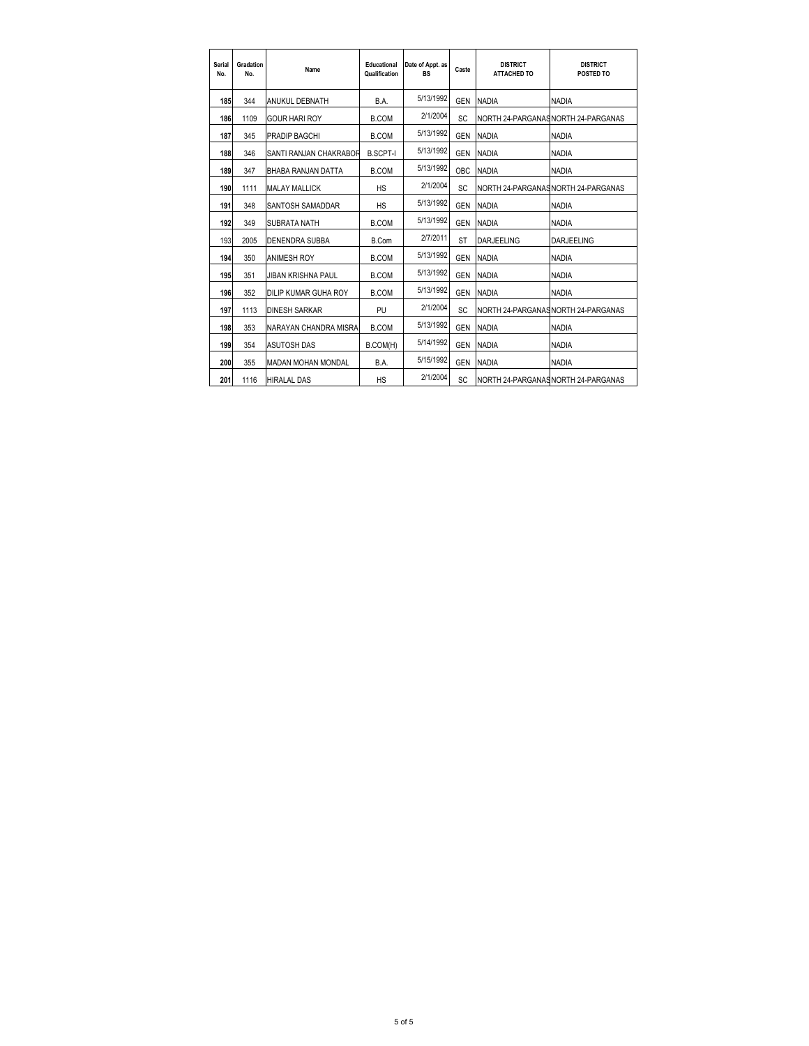| Serial No. | Gradation No. | Name | Educational Qualification | Date of Appt. as BS | Caste | DISTRICT ATTACHED TO | DISTRICT POSTED TO |
|---|---|---|---|---|---|---|---|
| 185 | 344 | ANUKUL DEBNATH | B.A. | 5/13/1992 | GEN | NADIA | NADIA |
| 186 | 1109 | GOUR HARI ROY | B.COM | 2/1/2004 | SC | NORTH 24-PARGANAS | NORTH 24-PARGANAS |
| 187 | 345 | PRADIP BAGCHI | B.COM | 5/13/1992 | GEN | NADIA | NADIA |
| 188 | 346 | SANTI RANJAN CHAKRABOR | B.SCPT-I | 5/13/1992 | GEN | NADIA | NADIA |
| 189 | 347 | BHABA RANJAN DATTA | B.COM | 5/13/1992 | OBC | NADIA | NADIA |
| 190 | 1111 | MALAY MALLICK | HS | 2/1/2004 | SC | NORTH 24-PARGANAS | NORTH 24-PARGANAS |
| 191 | 348 | SANTOSH SAMADDAR | HS | 5/13/1992 | GEN | NADIA | NADIA |
| 192 | 349 | SUBRATA NATH | B.COM | 5/13/1992 | GEN | NADIA | NADIA |
| 193 | 2005 | DENENDRA SUBBA | B.Com | 2/7/2011 | ST | DARJEELING | DARJEELING |
| 194 | 350 | ANIMESH ROY | B.COM | 5/13/1992 | GEN | NADIA | NADIA |
| 195 | 351 | JIBAN KRISHNA PAUL | B.COM | 5/13/1992 | GEN | NADIA | NADIA |
| 196 | 352 | DILIP KUMAR GUHA ROY | B.COM | 5/13/1992 | GEN | NADIA | NADIA |
| 197 | 1113 | DINESH SARKAR | PU | 2/1/2004 | SC | NORTH 24-PARGANAS | NORTH 24-PARGANAS |
| 198 | 353 | NARAYAN CHANDRA MISRA | B.COM | 5/13/1992 | GEN | NADIA | NADIA |
| 199 | 354 | ASUTOSH DAS | B.COM(H) | 5/14/1992 | GEN | NADIA | NADIA |
| 200 | 355 | MADAN MOHAN MONDAL | B.A. | 5/15/1992 | GEN | NADIA | NADIA |
| 201 | 1116 | HIRALAL DAS | HS | 2/1/2004 | SC | NORTH 24-PARGANAS | NORTH 24-PARGANAS |